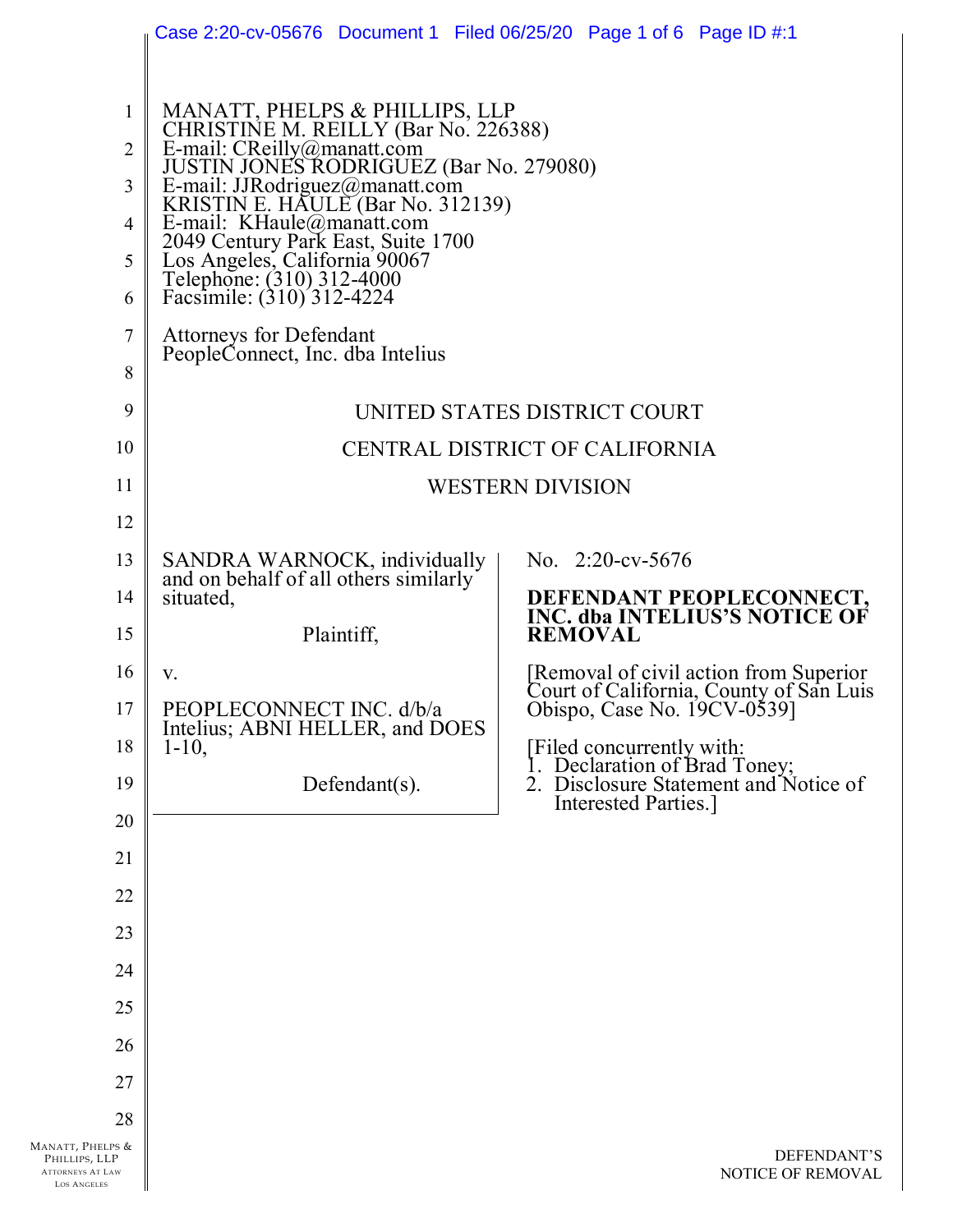MANATT, PHELPS & PHILLIPS, LLP
CHRISTINE M. REILLY (Bar No. 226388)
E-mail: CReilly@manatt.com
JUSTIN JONES RODRIGUEZ (Bar No. 279080)
E-mail: JJRodriguez@manatt.com
KRISTIN E. HAULE (Bar No. 312139)
E-mail: KHaule@manatt.com
2049 Century Park East, Suite 1700
Los Angeles, California 90067
Telephone: (310) 312-4000
Facsimile: (310) 312-4224

Attorneys for Defendant
PeopleConnect, Inc. dba Intelius

UNITED STATES DISTRICT COURT

CENTRAL DISTRICT OF CALIFORNIA

WESTERN DIVISION

SANDRA WARNOCK, individually and on behalf of all others similarly situated,

Plaintiff,

v.

PEOPLECONNECT INC. d/b/a Intelius; ABNI HELLER, and DOES 1-10,

Defendant(s).

No. 2:20-cv-5676

**DEFENDANT PEOPLECONNECT, INC. dba INTELIUS'S NOTICE OF REMOVAL**

[Removal of civil action from Superior Court of California, County of San Luis Obispo, Case No. 19CV-0539]

[Filed concurrently with:
1. Declaration of Brad Toney;
2. Disclosure Statement and Notice of Interested Parties.]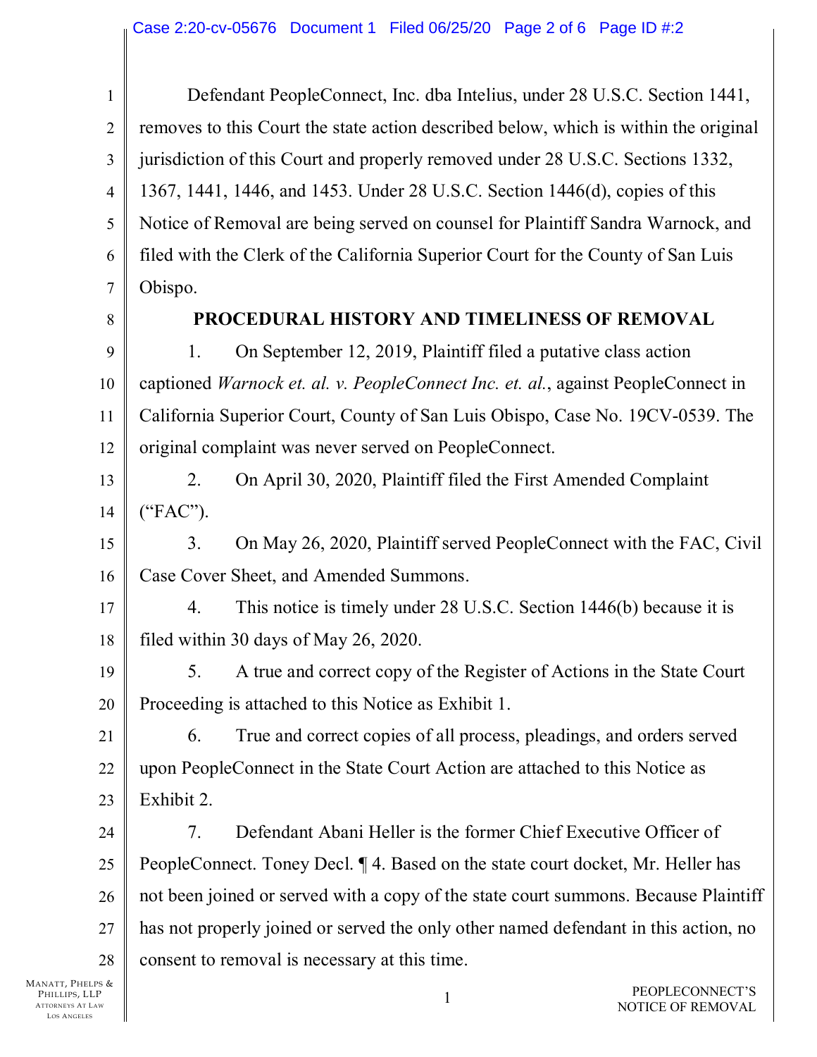Defendant PeopleConnect, Inc. dba Intelius, under 28 U.S.C. Section 1441, removes to this Court the state action described below, which is within the original jurisdiction of this Court and properly removed under 28 U.S.C. Sections 1332, 1367, 1441, 1446, and 1453. Under 28 U.S.C. Section 1446(d), copies of this Notice of Removal are being served on counsel for Plaintiff Sandra Warnock, and filed with the Clerk of the California Superior Court for the County of San Luis Obispo.

**PROCEDURAL HISTORY AND TIMELINESS OF REMOVAL**

1. On September 12, 2019, Plaintiff filed a putative class action captioned *Warnock et. al. v. PeopleConnect Inc. et. al.*, against PeopleConnect in California Superior Court, County of San Luis Obispo, Case No. 19CV-0539. The original complaint was never served on PeopleConnect.

2. On April 30, 2020, Plaintiff filed the First Amended Complaint ("FAC").

3. On May 26, 2020, Plaintiff served PeopleConnect with the FAC, Civil Case Cover Sheet, and Amended Summons.

4. This notice is timely under 28 U.S.C. Section 1446(b) because it is filed within 30 days of May 26, 2020.

5. A true and correct copy of the Register of Actions in the State Court Proceeding is attached to this Notice as Exhibit 1.

6. True and correct copies of all process, pleadings, and orders served upon PeopleConnect in the State Court Action are attached to this Notice as Exhibit 2.

7. Defendant Abani Heller is the former Chief Executive Officer of PeopleConnect. Toney Decl. ¶ 4. Based on the state court docket, Mr. Heller has not been joined or served with a copy of the state court summons. Because Plaintiff has not properly joined or served the only other named defendant in this action, no consent to removal is necessary at this time.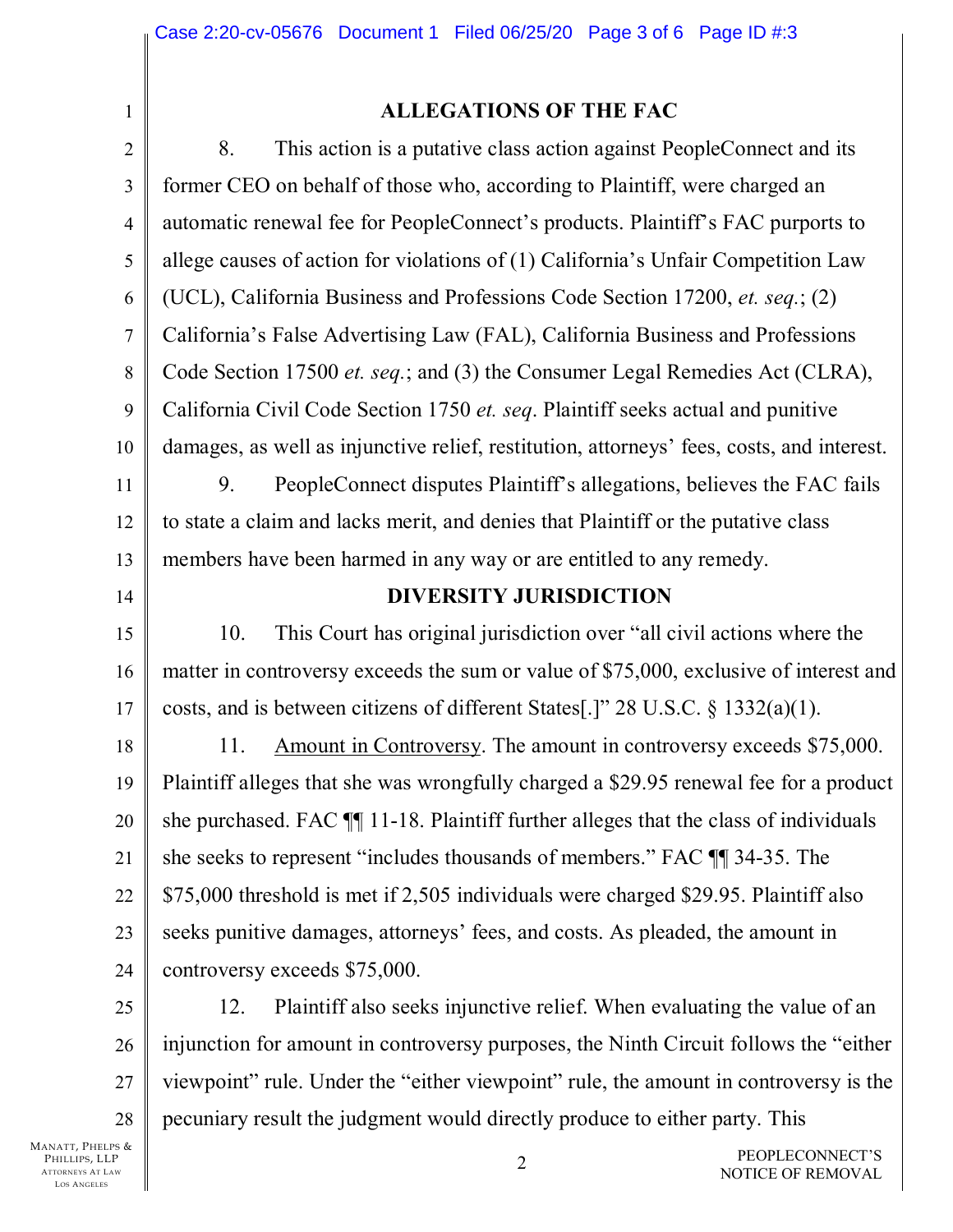## ALLEGATIONS OF THE FAC

8. This action is a putative class action against PeopleConnect and its former CEO on behalf of those who, according to Plaintiff, were charged an automatic renewal fee for PeopleConnect's products. Plaintiff's FAC purports to allege causes of action for violations of (1) California's Unfair Competition Law (UCL), California Business and Professions Code Section 17200, *et. seq.*; (2) California's False Advertising Law (FAL), California Business and Professions Code Section 17500 *et. seq.*; and (3) the Consumer Legal Remedies Act (CLRA), California Civil Code Section 1750 *et. seq*. Plaintiff seeks actual and punitive damages, as well as injunctive relief, restitution, attorneys' fees, costs, and interest.

9. PeopleConnect disputes Plaintiff's allegations, believes the FAC fails to state a claim and lacks merit, and denies that Plaintiff or the putative class members have been harmed in any way or are entitled to any remedy.

## DIVERSITY JURISDICTION

10. This Court has original jurisdiction over "all civil actions where the matter in controversy exceeds the sum or value of $75,000, exclusive of interest and costs, and is between citizens of different States[.]" 28 U.S.C. § 1332(a)(1).

11. Amount in Controversy. The amount in controversy exceeds $75,000. Plaintiff alleges that she was wrongfully charged a $29.95 renewal fee for a product she purchased. FAC ¶¶ 11-18. Plaintiff further alleges that the class of individuals she seeks to represent "includes thousands of members." FAC ¶¶ 34-35. The $75,000 threshold is met if 2,505 individuals were charged $29.95. Plaintiff also seeks punitive damages, attorneys' fees, and costs. As pleaded, the amount in controversy exceeds $75,000.

12. Plaintiff also seeks injunctive relief. When evaluating the value of an injunction for amount in controversy purposes, the Ninth Circuit follows the "either viewpoint" rule. Under the "either viewpoint" rule, the amount in controversy is the pecuniary result the judgment would directly produce to either party. This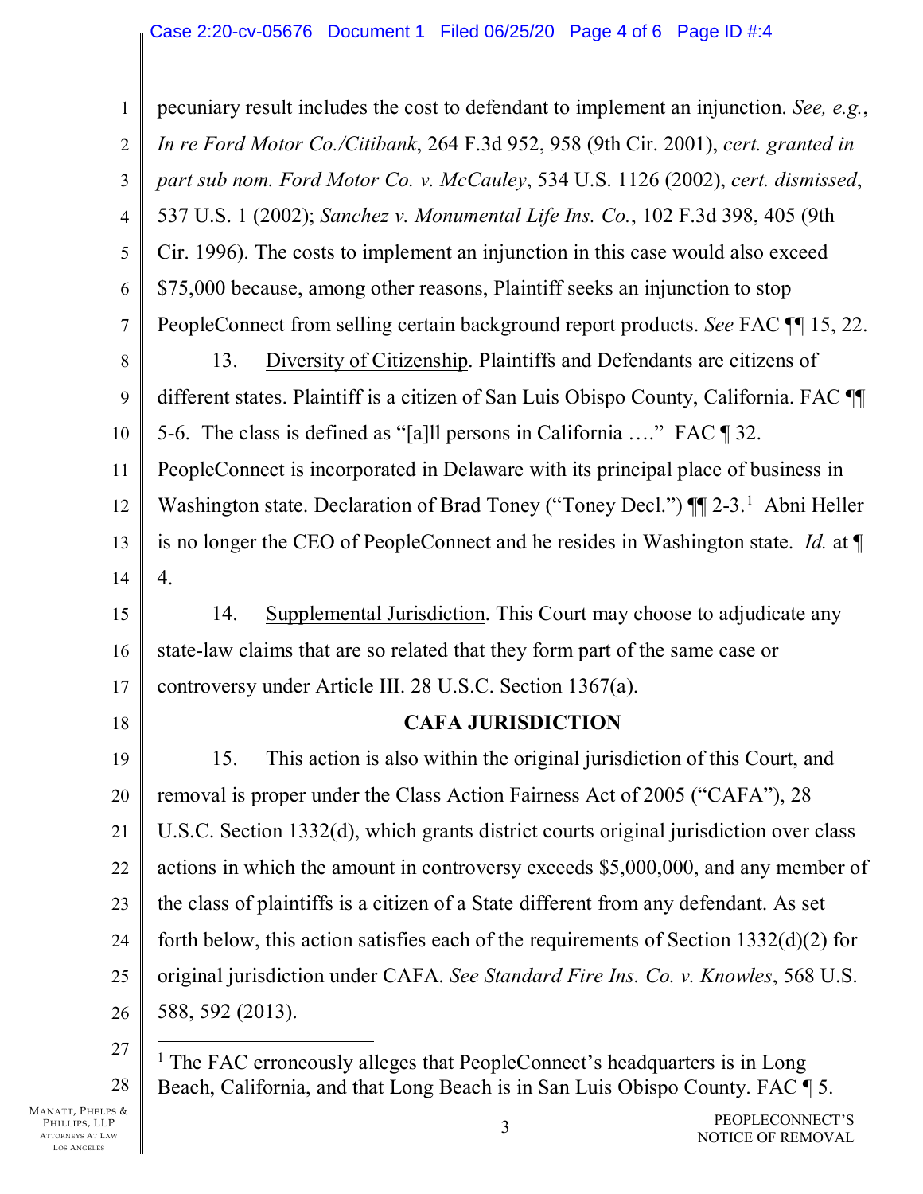pecuniary result includes the cost to defendant to implement an injunction. *See, e.g.*, *In re Ford Motor Co./Citibank*, 264 F.3d 952, 958 (9th Cir. 2001), *cert. granted in part sub nom. Ford Motor Co. v. McCauley*, 534 U.S. 1126 (2002), *cert. dismissed*, 537 U.S. 1 (2002); *Sanchez v. Monumental Life Ins. Co.*, 102 F.3d 398, 405 (9th Cir. 1996). The costs to implement an injunction in this case would also exceed $75,000 because, among other reasons, Plaintiff seeks an injunction to stop PeopleConnect from selling certain background report products. *See* FAC ¶¶ 15, 22.

13. Diversity of Citizenship. Plaintiffs and Defendants are citizens of different states. Plaintiff is a citizen of San Luis Obispo County, California. FAC ¶¶ 5-6. The class is defined as "[a]ll persons in California …." FAC ¶ 32. PeopleConnect is incorporated in Delaware with its principal place of business in Washington state. Declaration of Brad Toney ("Toney Decl.") ¶¶ 2-3.[1] Abni Heller is no longer the CEO of PeopleConnect and he resides in Washington state. *Id.* at ¶ 4.

14. Supplemental Jurisdiction. This Court may choose to adjudicate any state-law claims that are so related that they form part of the same case or controversy under Article III. 28 U.S.C. Section 1367(a).

## CAFA JURISDICTION

15. This action is also within the original jurisdiction of this Court, and removal is proper under the Class Action Fairness Act of 2005 ("CAFA"), 28 U.S.C. Section 1332(d), which grants district courts original jurisdiction over class actions in which the amount in controversy exceeds $5,000,000, and any member of the class of plaintiffs is a citizen of a State different from any defendant. As set forth below, this action satisfies each of the requirements of Section 1332(d)(2) for original jurisdiction under CAFA. *See Standard Fire Ins. Co. v. Knowles*, 568 U.S. 588, 592 (2013).

---

[1] The FAC erroneously alleges that PeopleConnect's headquarters is in Long Beach, California, and that Long Beach is in San Luis Obispo County. FAC ¶ 5.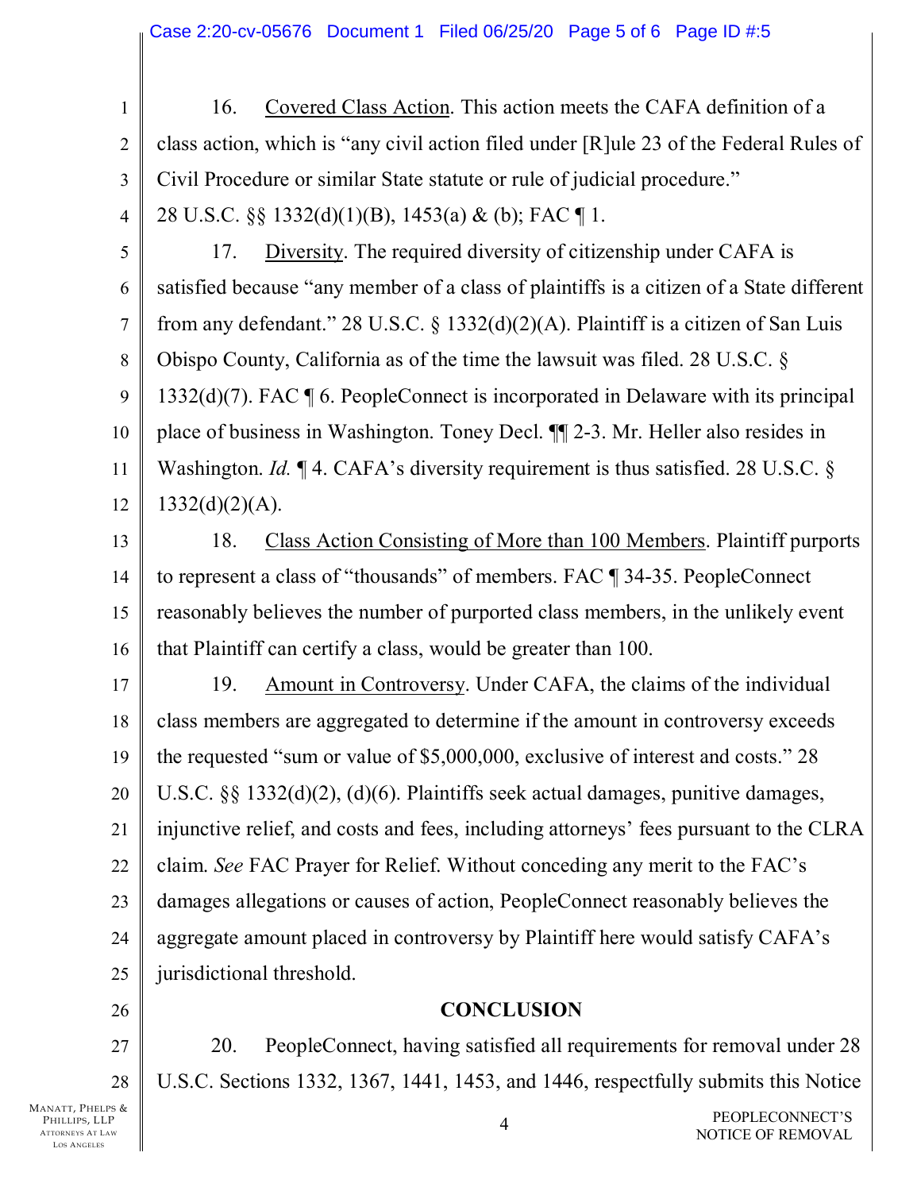16. Covered Class Action. This action meets the CAFA definition of a class action, which is "any civil action filed under [R]ule 23 of the Federal Rules of Civil Procedure or similar State statute or rule of judicial procedure." 28 U.S.C. §§ 1332(d)(1)(B), 1453(a) & (b); FAC ¶ 1.

17. Diversity. The required diversity of citizenship under CAFA is satisfied because "any member of a class of plaintiffs is a citizen of a State different from any defendant." 28 U.S.C. § 1332(d)(2)(A). Plaintiff is a citizen of San Luis Obispo County, California as of the time the lawsuit was filed. 28 U.S.C. § 1332(d)(7). FAC ¶ 6. PeopleConnect is incorporated in Delaware with its principal place of business in Washington. Toney Decl. ¶¶ 2-3. Mr. Heller also resides in Washington. *Id.* ¶ 4. CAFA's diversity requirement is thus satisfied. 28 U.S.C. § 1332(d)(2)(A).

18. Class Action Consisting of More than 100 Members. Plaintiff purports to represent a class of "thousands" of members. FAC ¶ 34-35. PeopleConnect reasonably believes the number of purported class members, in the unlikely event that Plaintiff can certify a class, would be greater than 100.

19. Amount in Controversy. Under CAFA, the claims of the individual class members are aggregated to determine if the amount in controversy exceeds the requested "sum or value of $5,000,000, exclusive of interest and costs." 28 U.S.C. §§ 1332(d)(2), (d)(6). Plaintiffs seek actual damages, punitive damages, injunctive relief, and costs and fees, including attorneys' fees pursuant to the CLRA claim. *See* FAC Prayer for Relief. Without conceding any merit to the FAC's damages allegations or causes of action, PeopleConnect reasonably believes the aggregate amount placed in controversy by Plaintiff here would satisfy CAFA's jurisdictional threshold.

## CONCLUSION

20. PeopleConnect, having satisfied all requirements for removal under 28 U.S.C. Sections 1332, 1367, 1441, 1453, and 1446, respectfully submits this Notice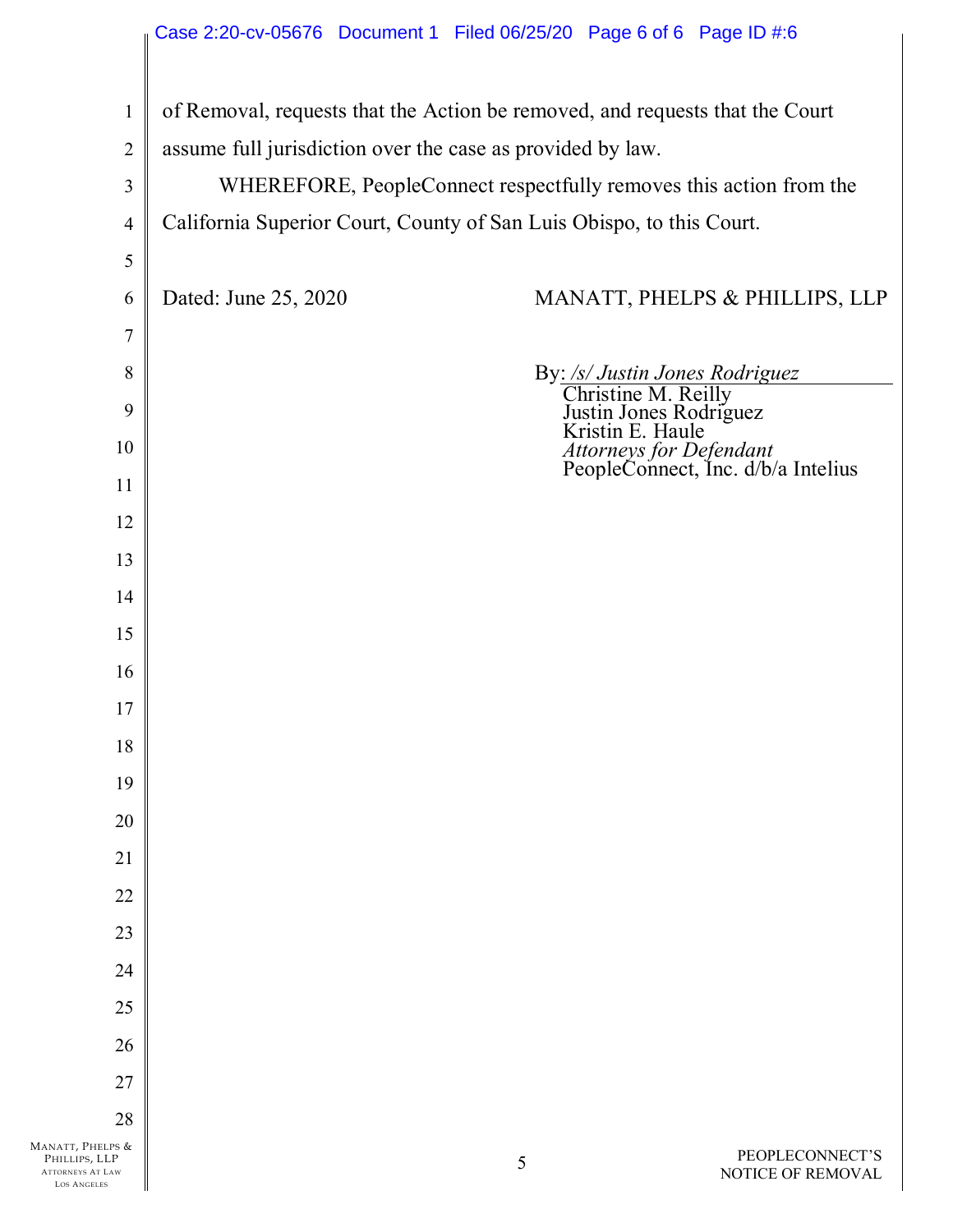of Removal, requests that the Action be removed, and requests that the Court assume full jurisdiction over the case as provided by law.

WHEREFORE, PeopleConnect respectfully removes this action from the California Superior Court, County of San Luis Obispo, to this Court.

Dated: June 25, 2020

MANATT, PHELPS & PHILLIPS, LLP

By: */s/ Justin Jones Rodriguez*
Christine M. Reilly
Justin Jones Rodriguez
Kristin E. Haule
*Attorneys for Defendant*
PeopleConnect, Inc. d/b/a Intelius